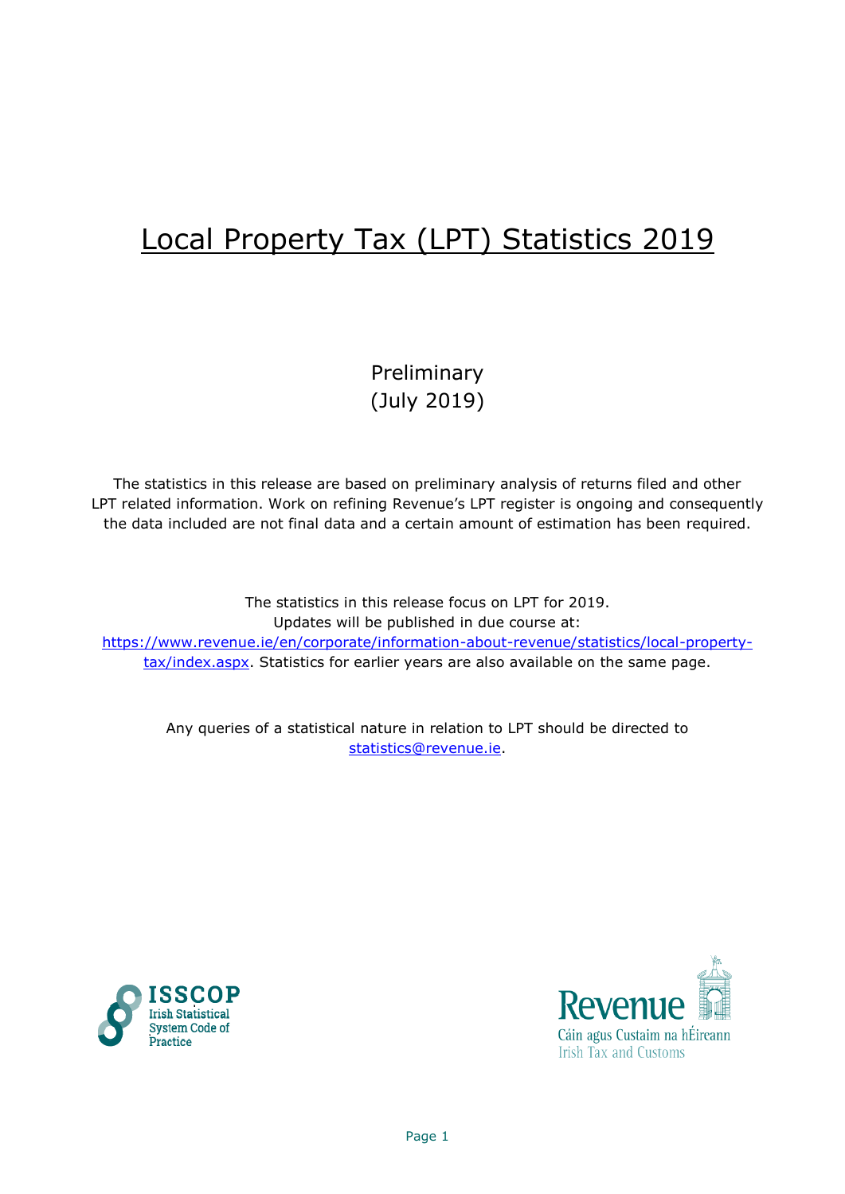# Local Property Tax (LPT) Statistics 2019

Preliminary
(July 2019)

The statistics in this release are based on preliminary analysis of returns filed and other LPT related information. Work on refining Revenue's LPT register is ongoing and consequently the data included are not final data and a certain amount of estimation has been required.

The statistics in this release focus on LPT for 2019.
Updates will be published in due course at:
https://www.revenue.ie/en/corporate/information-about-revenue/statistics/local-property-tax/index.aspx. Statistics for earlier years are also available on the same page.

Any queries of a statistical nature in relation to LPT should be directed to statistics@revenue.ie.

ISSCOP Irish Statistical System Code of Practice

Revenue
Cáin agus Custaim na hÉireann
Irish Tax and Customs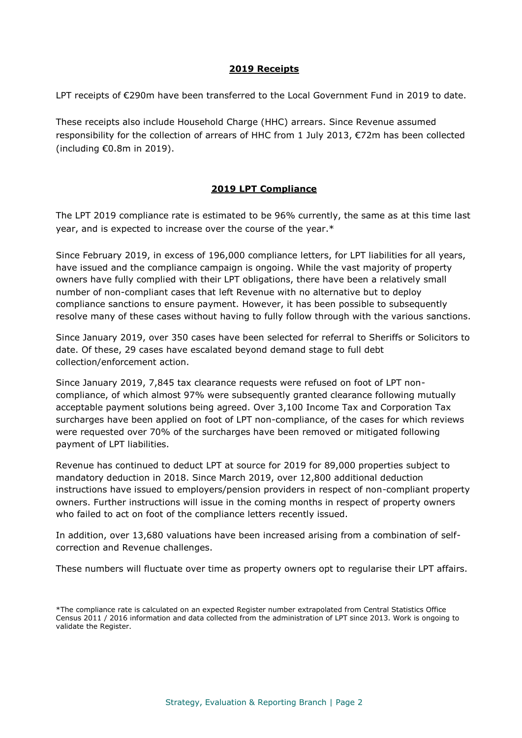## **2019 Receipts**

LPT receipts of €290m have been transferred to the Local Government Fund in 2019 to date.

These receipts also include Household Charge (HHC) arrears. Since Revenue assumed responsibility for the collection of arrears of HHC from 1 July 2013, €72m has been collected (including €0.8m in 2019).

## **2019 LPT Compliance**

The LPT 2019 compliance rate is estimated to be 96% currently, the same as at this time last year, and is expected to increase over the course of the year.*

Since February 2019, in excess of 196,000 compliance letters, for LPT liabilities for all years, have issued and the compliance campaign is ongoing. While the vast majority of property owners have fully complied with their LPT obligations, there have been a relatively small number of non-compliant cases that left Revenue with no alternative but to deploy compliance sanctions to ensure payment. However, it has been possible to subsequently resolve many of these cases without having to fully follow through with the various sanctions.

Since January 2019, over 350 cases have been selected for referral to Sheriffs or Solicitors to date. Of these, 29 cases have escalated beyond demand stage to full debt collection/enforcement action.

Since January 2019, 7,845 tax clearance requests were refused on foot of LPT non-compliance, of which almost 97% were subsequently granted clearance following mutually acceptable payment solutions being agreed. Over 3,100 Income Tax and Corporation Tax surcharges have been applied on foot of LPT non-compliance, of the cases for which reviews were requested over 70% of the surcharges have been removed or mitigated following payment of LPT liabilities.

Revenue has continued to deduct LPT at source for 2019 for 89,000 properties subject to mandatory deduction in 2018. Since March 2019, over 12,800 additional deduction instructions have issued to employers/pension providers in respect of non-compliant property owners. Further instructions will issue in the coming months in respect of property owners who failed to act on foot of the compliance letters recently issued.

In addition, over 13,680 valuations have been increased arising from a combination of self-correction and Revenue challenges.

These numbers will fluctuate over time as property owners opt to regularise their LPT affairs.

*The compliance rate is calculated on an expected Register number extrapolated from Central Statistics Office Census 2011 / 2016 information and data collected from the administration of LPT since 2013. Work is ongoing to validate the Register.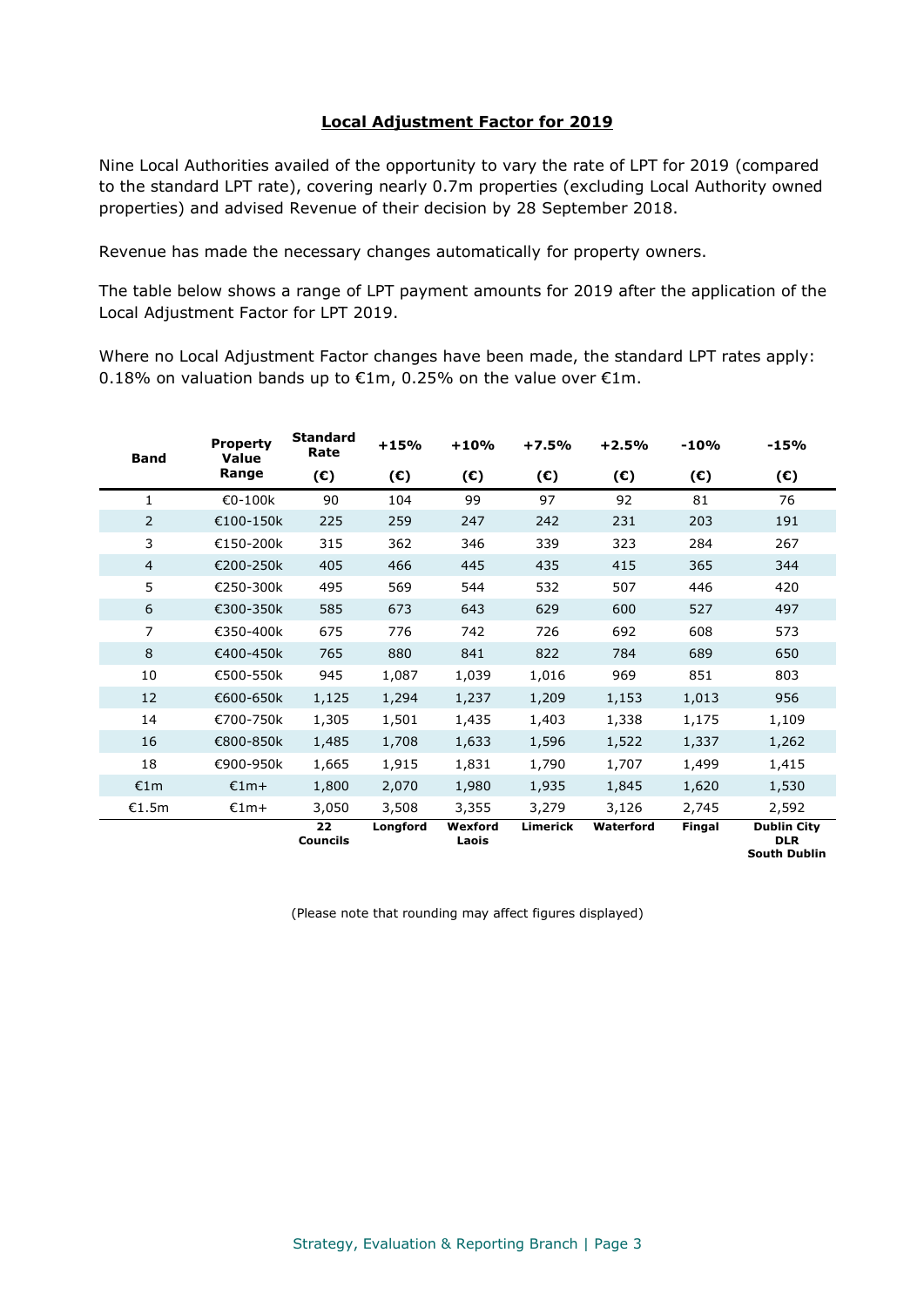## Local Adjustment Factor for 2019

Nine Local Authorities availed of the opportunity to vary the rate of LPT for 2019 (compared to the standard LPT rate), covering nearly 0.7m properties (excluding Local Authority owned properties) and advised Revenue of their decision by 28 September 2018.

Revenue has made the necessary changes automatically for property owners.

The table below shows a range of LPT payment amounts for 2019 after the application of the Local Adjustment Factor for LPT 2019.

Where no Local Adjustment Factor changes have been made, the standard LPT rates apply: 0.18% on valuation bands up to €1m, 0.25% on the value over €1m.

| Band | Property Value Range | Standard Rate (€) | +15% (€) | +10% (€) | +7.5% (€) | +2.5% (€) | -10% (€) | -15% (€) |
|---|---|---|---|---|---|---|---|---|
| 1 | €0-100k | 90 | 104 | 99 | 97 | 92 | 81 | 76 |
| 2 | €100-150k | 225 | 259 | 247 | 242 | 231 | 203 | 191 |
| 3 | €150-200k | 315 | 362 | 346 | 339 | 323 | 284 | 267 |
| 4 | €200-250k | 405 | 466 | 445 | 435 | 415 | 365 | 344 |
| 5 | €250-300k | 495 | 569 | 544 | 532 | 507 | 446 | 420 |
| 6 | €300-350k | 585 | 673 | 643 | 629 | 600 | 527 | 497 |
| 7 | €350-400k | 675 | 776 | 742 | 726 | 692 | 608 | 573 |
| 8 | €400-450k | 765 | 880 | 841 | 822 | 784 | 689 | 650 |
| 10 | €500-550k | 945 | 1,087 | 1,039 | 1,016 | 969 | 851 | 803 |
| 12 | €600-650k | 1,125 | 1,294 | 1,237 | 1,209 | 1,153 | 1,013 | 956 |
| 14 | €700-750k | 1,305 | 1,501 | 1,435 | 1,403 | 1,338 | 1,175 | 1,109 |
| 16 | €800-850k | 1,485 | 1,708 | 1,633 | 1,596 | 1,522 | 1,337 | 1,262 |
| 18 | €900-950k | 1,665 | 1,915 | 1,831 | 1,790 | 1,707 | 1,499 | 1,415 |
| €1m | €1m+ | 1,800 | 2,070 | 1,980 | 1,935 | 1,845 | 1,620 | 1,530 |
| €1.5m | €1m+ | 3,050 | 3,508 | 3,355 | 3,279 | 3,126 | 2,745 | 2,592 |
| | | **22 Councils** | **Longford** | **Wexford Laois** | **Limerick** | **Waterford** | **Fingal** | **Dublin City DLR South Dublin** |

(Please note that rounding may affect figures displayed)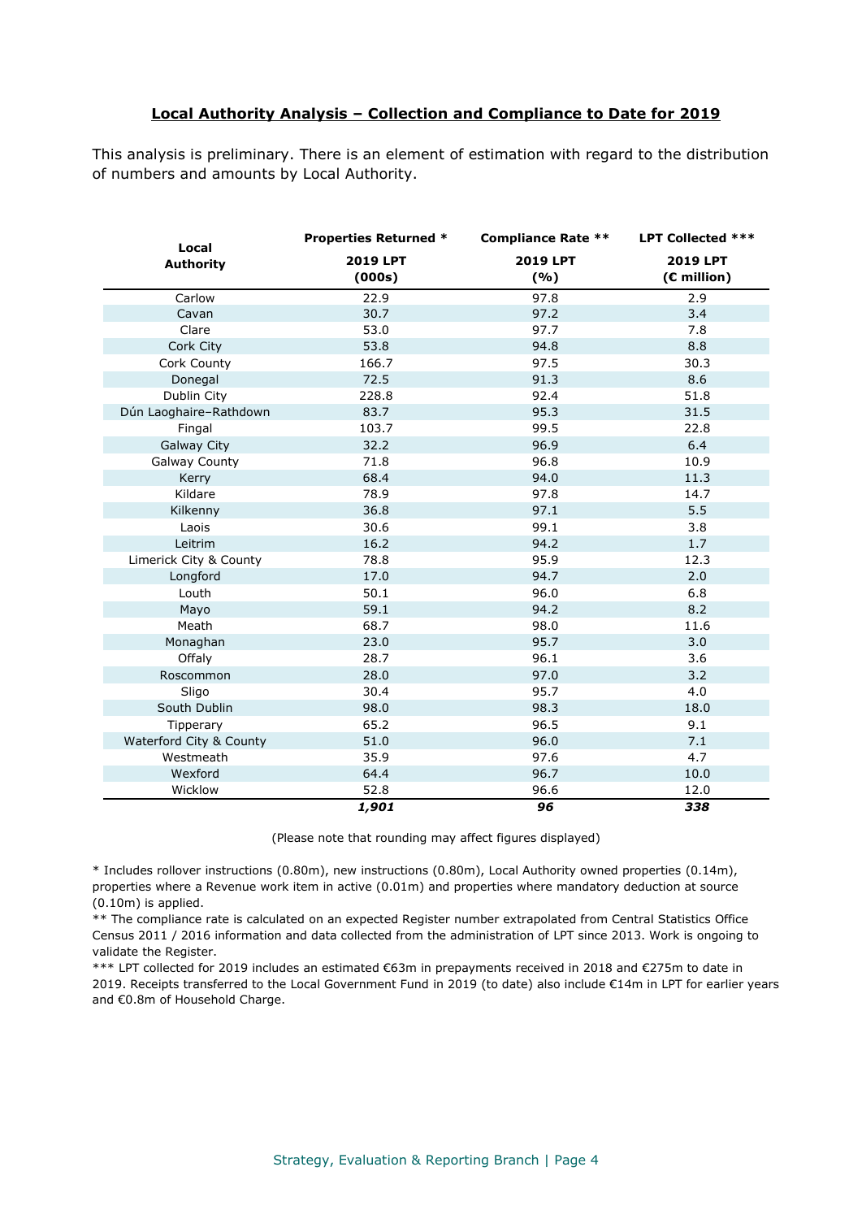## Local Authority Analysis – Collection and Compliance to Date for 2019

This analysis is preliminary. There is an element of estimation with regard to the distribution of numbers and amounts by Local Authority.

| Local Authority | Properties Returned * 2019 LPT (000s) | Compliance Rate ** 2019 LPT (%) | LPT Collected *** 2019 LPT (€ million) |
|---|---|---|---|
| Carlow | 22.9 | 97.8 | 2.9 |
| Cavan | 30.7 | 97.2 | 3.4 |
| Clare | 53.0 | 97.7 | 7.8 |
| Cork City | 53.8 | 94.8 | 8.8 |
| Cork County | 166.7 | 97.5 | 30.3 |
| Donegal | 72.5 | 91.3 | 8.6 |
| Dublin City | 228.8 | 92.4 | 51.8 |
| Dún Laoghaire–Rathdown | 83.7 | 95.3 | 31.5 |
| Fingal | 103.7 | 99.5 | 22.8 |
| Galway City | 32.2 | 96.9 | 6.4 |
| Galway County | 71.8 | 96.8 | 10.9 |
| Kerry | 68.4 | 94.0 | 11.3 |
| Kildare | 78.9 | 97.8 | 14.7 |
| Kilkenny | 36.8 | 97.1 | 5.5 |
| Laois | 30.6 | 99.1 | 3.8 |
| Leitrim | 16.2 | 94.2 | 1.7 |
| Limerick City & County | 78.8 | 95.9 | 12.3 |
| Longford | 17.0 | 94.7 | 2.0 |
| Louth | 50.1 | 96.0 | 6.8 |
| Mayo | 59.1 | 94.2 | 8.2 |
| Meath | 68.7 | 98.0 | 11.6 |
| Monaghan | 23.0 | 95.7 | 3.0 |
| Offaly | 28.7 | 96.1 | 3.6 |
| Roscommon | 28.0 | 97.0 | 3.2 |
| Sligo | 30.4 | 95.7 | 4.0 |
| South Dublin | 98.0 | 98.3 | 18.0 |
| Tipperary | 65.2 | 96.5 | 9.1 |
| Waterford City & County | 51.0 | 96.0 | 7.1 |
| Westmeath | 35.9 | 97.6 | 4.7 |
| Wexford | 64.4 | 96.7 | 10.0 |
| Wicklow | 52.8 | 96.6 | 12.0 |
| | ***1,901*** | ***96*** | ***338*** |

(Please note that rounding may affect figures displayed)

* Includes rollover instructions (0.80m), new instructions (0.80m), Local Authority owned properties (0.14m), properties where a Revenue work item in active (0.01m) and properties where mandatory deduction at source (0.10m) is applied.

** The compliance rate is calculated on an expected Register number extrapolated from Central Statistics Office Census 2011 / 2016 information and data collected from the administration of LPT since 2013. Work is ongoing to validate the Register.

*** LPT collected for 2019 includes an estimated €63m in prepayments received in 2018 and €275m to date in 2019. Receipts transferred to the Local Government Fund in 2019 (to date) also include €14m in LPT for earlier years and €0.8m of Household Charge.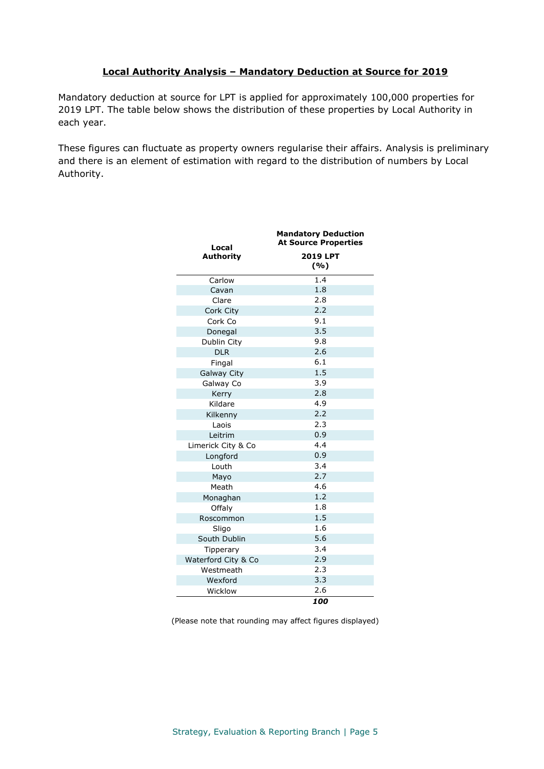## Local Authority Analysis – Mandatory Deduction at Source for 2019

Mandatory deduction at source for LPT is applied for approximately 100,000 properties for 2019 LPT. The table below shows the distribution of these properties by Local Authority in each year.

These figures can fluctuate as property owners regularise their affairs. Analysis is preliminary and there is an element of estimation with regard to the distribution of numbers by Local Authority.

| Local Authority | Mandatory Deduction At Source Properties 2019 LPT (%) |
|---|---|
| Carlow | 1.4 |
| Cavan | 1.8 |
| Clare | 2.8 |
| Cork City | 2.2 |
| Cork Co | 9.1 |
| Donegal | 3.5 |
| Dublin City | 9.8 |
| DLR | 2.6 |
| Fingal | 6.1 |
| Galway City | 1.5 |
| Galway Co | 3.9 |
| Kerry | 2.8 |
| Kildare | 4.9 |
| Kilkenny | 2.2 |
| Laois | 2.3 |
| Leitrim | 0.9 |
| Limerick City & Co | 4.4 |
| Longford | 0.9 |
| Louth | 3.4 |
| Mayo | 2.7 |
| Meath | 4.6 |
| Monaghan | 1.2 |
| Offaly | 1.8 |
| Roscommon | 1.5 |
| Sligo | 1.6 |
| South Dublin | 5.6 |
| Tipperary | 3.4 |
| Waterford City & Co | 2.9 |
| Westmeath | 2.3 |
| Wexford | 3.3 |
| Wicklow | 2.6 |
| | ***100*** |

(Please note that rounding may affect figures displayed)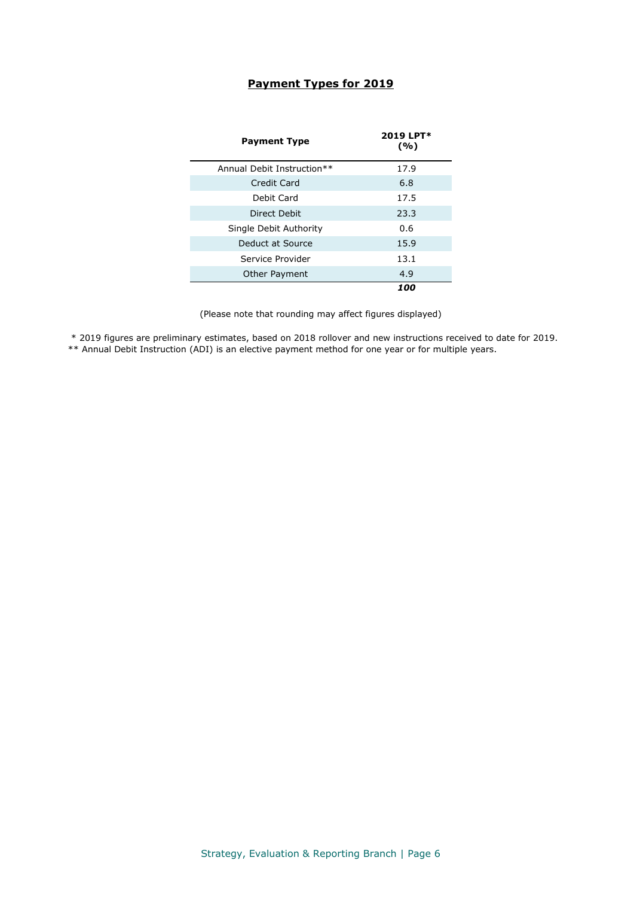## **Payment Types for 2019**

| Payment Type | 2019 LPT* (%) |
|---|---|
| Annual Debit Instruction** | 17.9 |
| Credit Card | 6.8 |
| Debit Card | 17.5 |
| Direct Debit | 23.3 |
| Single Debit Authority | 0.6 |
| Deduct at Source | 15.9 |
| Service Provider | 13.1 |
| Other Payment | 4.9 |
| | ***100*** |

(Please note that rounding may affect figures displayed)

\* 2019 figures are preliminary estimates, based on 2018 rollover and new instructions received to date for 2019.
** Annual Debit Instruction (ADI) is an elective payment method for one year or for multiple years.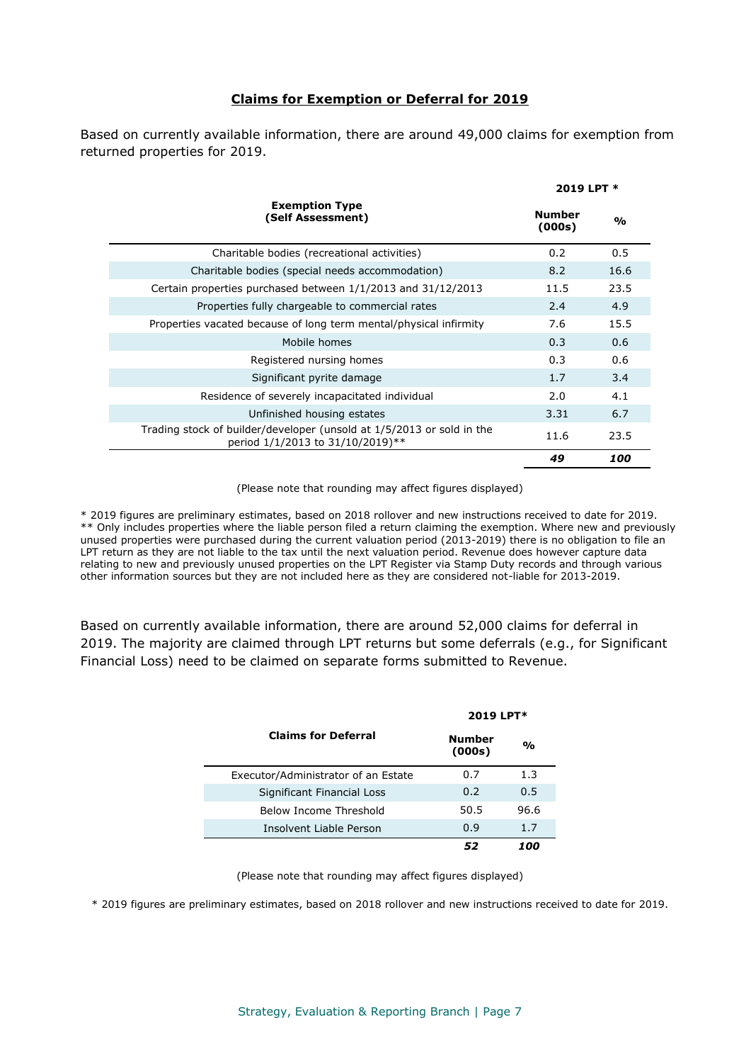## Claims for Exemption or Deferral for 2019

Based on currently available information, there are around 49,000 claims for exemption from returned properties for 2019.

| Exemption Type (Self Assessment) | 2019 LPT * | |
|---|---|---|
| | Number (000s) | % |
| Charitable bodies (recreational activities) | 0.2 | 0.5 |
| Charitable bodies (special needs accommodation) | 8.2 | 16.6 |
| Certain properties purchased between 1/1/2013 and 31/12/2013 | 11.5 | 23.5 |
| Properties fully chargeable to commercial rates | 2.4 | 4.9 |
| Properties vacated because of long term mental/physical infirmity | 7.6 | 15.5 |
| Mobile homes | 0.3 | 0.6 |
| Registered nursing homes | 0.3 | 0.6 |
| Significant pyrite damage | 1.7 | 3.4 |
| Residence of severely incapacitated individual | 2.0 | 4.1 |
| Unfinished housing estates | 3.31 | 6.7 |
| Trading stock of builder/developer (unsold at 1/5/2013 or sold in the period 1/1/2013 to 31/10/2019)** | 11.6 | 23.5 |
| | ***49*** | ***100*** |

(Please note that rounding may affect figures displayed)

* 2019 figures are preliminary estimates, based on 2018 rollover and new instructions received to date for 2019.
** Only includes properties where the liable person filed a return claiming the exemption. Where new and previously unused properties were purchased during the current valuation period (2013-2019) there is no obligation to file an LPT return as they are not liable to the tax until the next valuation period. Revenue does however capture data relating to new and previously unused properties on the LPT Register via Stamp Duty records and through various other information sources but they are not included here as they are considered not-liable for 2013-2019.

Based on currently available information, there are around 52,000 claims for deferral in 2019. The majority are claimed through LPT returns but some deferrals (e.g., for Significant Financial Loss) need to be claimed on separate forms submitted to Revenue.

| Claims for Deferral | 2019 LPT* | |
|---|---|---|
| | Number (000s) | % |
| Executor/Administrator of an Estate | 0.7 | 1.3 |
| Significant Financial Loss | 0.2 | 0.5 |
| Below Income Threshold | 50.5 | 96.6 |
| Insolvent Liable Person | 0.9 | 1.7 |
| | ***52*** | ***100*** |

(Please note that rounding may affect figures displayed)

* 2019 figures are preliminary estimates, based on 2018 rollover and new instructions received to date for 2019.